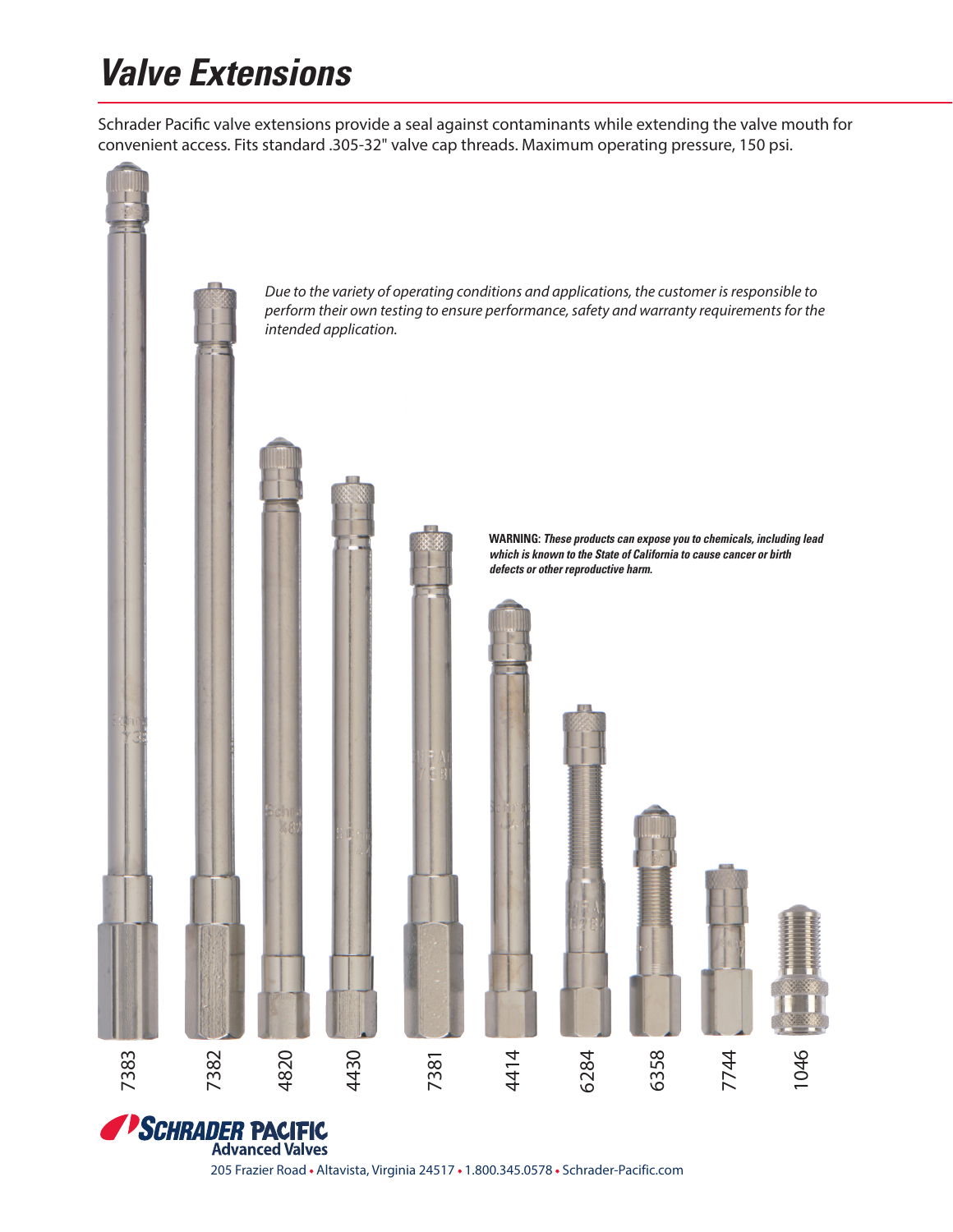# Valve Extensions

Schrader Pacific valve extensions provide a seal against contaminants while extending the valve mouth for convenient access. Fits standard .305-32" valve cap threads. Maximum operating pressure, 150 psi.

*Due to the variety of operating conditions and applications, the customer is responsible to perform their own testing to ensure performance, safety and warranty requirements for the intended application.*

**WARNING:** ***These products can expose you to chemicals, including lead which is known to the State of California to cause cancer or birth defects or other reproductive harm.***

7383 7382 4820 4430 7381 4414 6284 6358 7744 1046

**SCHRADER PACIFIC**
**Advanced Valves**

205 Frazier Road • Altavista, Virginia 24517 • 1.800.345.0578 • Schrader-Pacific.com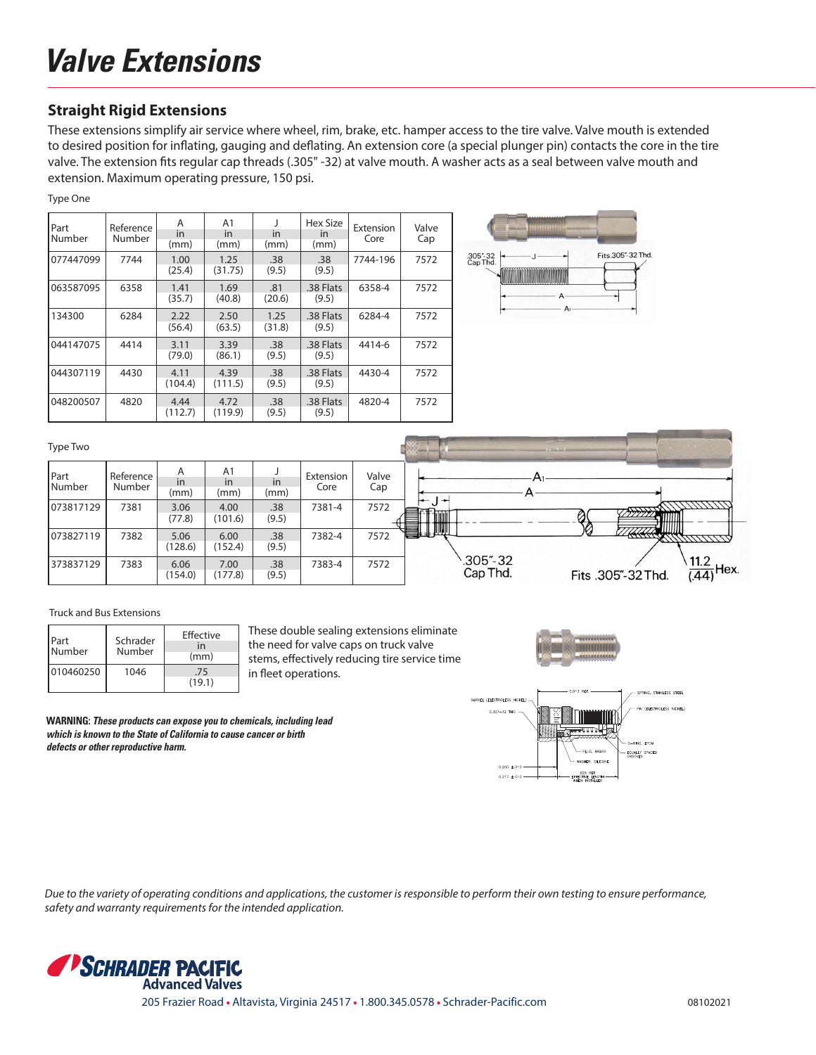# Valve Extensions

## Straight Rigid Extensions

These extensions simplify air service where wheel, rim, brake, etc. hamper access to the tire valve. Valve mouth is extended to desired position for inflating, gauging and deflating. An extension core (a special plunger pin) contacts the core in the tire valve. The extension fits regular cap threads (.305" -32) at valve mouth. A washer acts as a seal between valve mouth and extension. Maximum operating pressure, 150 psi.

Type One

| Part Number | Reference Number | A in (mm) | A1 in (mm) | J in (mm) | Hex Size in (mm) | Extension Core | Valve Cap |
|---|---|---|---|---|---|---|---|
| 077447099 | 7744 | 1.00 (25.4) | 1.25 (31.75) | .38 (9.5) | .38 (9.5) | 7744-196 | 7572 |
| 063587095 | 6358 | 1.41 (35.7) | 1.69 (40.8) | .81 (20.6) | .38 Flats (9.5) | 6358-4 | 7572 |
| 134300 | 6284 | 2.22 (56.4) | 2.50 (63.5) | 1.25 (31.8) | .38 Flats (9.5) | 6284-4 | 7572 |
| 044147075 | 4414 | 3.11 (79.0) | 3.39 (86.1) | .38 (9.5) | .38 Flats (9.5) | 4414-6 | 7572 |
| 044307119 | 4430 | 4.11 (104.4) | 4.39 (111.5) | .38 (9.5) | .38 Flats (9.5) | 4430-4 | 7572 |
| 048200507 | 4820 | 4.44 (112.7) | 4.72 (119.9) | .38 (9.5) | .38 Flats (9.5) | 4820-4 | 7572 |

.305"-32 Cap Thd.
J
Fits.305"-32 Thd.
A
A1

Type Two

| Part Number | Reference Number | A in (mm) | A1 in (mm) | J in (mm) | Extension Core | Valve Cap |
|---|---|---|---|---|---|---|
| 073817129 | 7381 | 3.06 (77.8) | 4.00 (101.6) | .38 (9.5) | 7381-4 | 7572 |
| 073827119 | 7382 | 5.06 (128.6) | 6.00 (152.4) | .38 (9.5) | 7382-4 | 7572 |
| 373837129 | 7383 | 6.06 (154.0) | 7.00 (177.8) | .38 (9.5) | 7383-4 | 7572 |

A1
A
J
.305"-32 Cap Thd.
Fits .305"-32 Thd.
11.2 (.44) Hex.

Truck and Bus Extensions

| Part Number | Schrader Number | Effective in (mm) |
|---|---|---|
| 010460250 | 1046 | .75 (19.1) |

These double sealing extensions eliminate the need for valve caps on truck valve stems, effectively reducing tire service time in fleet operations.

**WARNING:** ***These products can expose you to chemicals, including lead which is known to the State of California to cause cancer or birth defects or other reproductive harm.***

*Due to the variety of operating conditions and applications, the customer is responsible to perform their own testing to ensure performance, safety and warranty requirements for the intended application.*

SCHRADER PACIFIC Advanced Valves

205 Frazier Road • Altavista, Virginia 24517 • 1.800.345.0578 • Schrader-Pacific.com

08102021